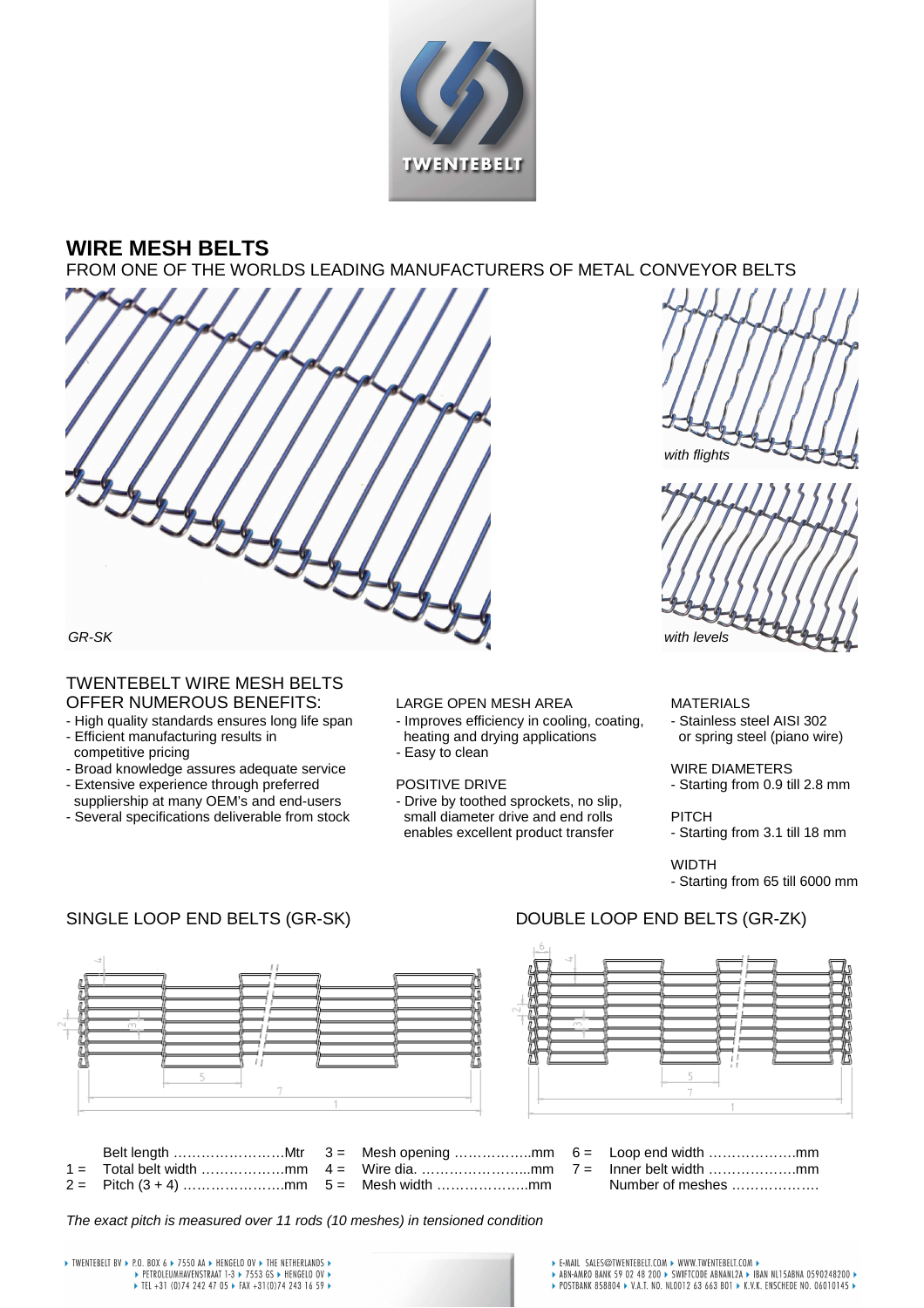# WIRE MESH BELTS

FROM ONE OF THE WORLDS LEADING MANUFACTURERS OF METAL CONVEYOR BELTS

*GR-SK*

*with flights*

*with levels*

## TWENTEBELT WIRE MESH BELTS OFFER NUMEROUS BENEFITS:

- High quality standards ensures long life span
- Efficient manufacturing results in competitive pricing
- Broad knowledge assures adequate service
- Extensive experience through preferred suppliership at many OEM's and end-users
- Several specifications deliverable from stock

LARGE OPEN MESH AREA

- Improves efficiency in cooling, coating, heating and drying applications
- Easy to clean

POSITIVE DRIVE

- Drive by toothed sprockets, no slip, small diameter drive and end rolls enables excellent product transfer

MATERIALS

- Stainless steel AISI 302 or spring steel (piano wire)

WIRE DIAMETERS

- Starting from 0.9 till 2.8 mm

PITCH

- Starting from 3.1 till 18 mm

WIDTH

- Starting from 65 till 6000 mm

## SINGLE LOOP END BELTS (GR-SK)

## DOUBLE LOOP END BELTS (GR-ZK)

| | | | | | |
|---|---|---|---|---|---|
| | Belt length ……………………Mtr | 3 = | Mesh opening ……………..mm | 6 = | Loop end width ……………….mm |
| 1 = | Total belt width ………………mm | 4 = | Wire dia. ………………….....mm | 7 = | Inner belt width ……………….mm |
| 2 = | Pitch (3 + 4) ………………….mm | 5 = | Mesh width ………………..mm | | Number of meshes ………………. |

*The exact pitch is measured over 11 rods (10 meshes) in tensioned condition*

TWENTEBELT BV ▸ P.O. BOX 6 ▸ 7550 AA ▸ HENGELO OV ▸ THE NETHERLANDS ▸ PETROLEUMHAVENSTRAAT 1-3 ▸ 7553 GS ▸ HENGELO OV ▸ TEL +31 (0)74 242 47 05 ▸ FAX +31(0)74 243 16 59 ▸

E-MAIL SALES@TWENTEBELT.COM ▸ WWW.TWENTEBELT.COM ▸ ABN-AMRO BANK 59 02 48 200 ▸ SWIFTCODE ABNANL2A ▸ IBAN NL15ABNA 0590248200 ▸ POSTBANK 858804 ▸ V.A.T. NO. NL0012 63 663 B01 ▸ K.V.K. ENSCHEDE NO. 06010145 ▸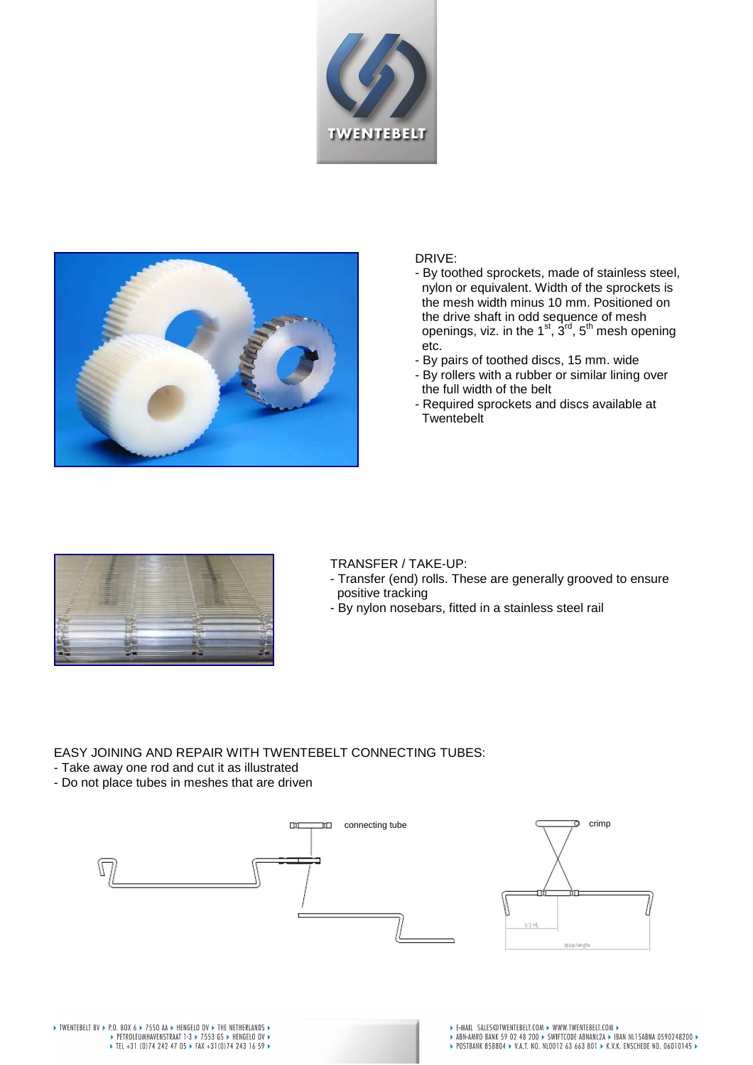DRIVE:

- By toothed sprockets, made of stainless steel, nylon or equivalent. Width of the sprockets is the mesh width minus 10 mm. Positioned on the drive shaft in odd sequence of mesh openings, viz. in the 1st, 3rd, 5th mesh opening etc.
- By pairs of toothed discs, 15 mm. wide
- By rollers with a rubber or similar lining over the full width of the belt
- Required sprockets and discs available at Twentebelt

TRANSFER / TAKE-UP:

- Transfer (end) rolls. These are generally grooved to ensure positive tracking
- By nylon nosebars, fitted in a stainless steel rail

EASY JOINING AND REPAIR WITH TWENTEBELT CONNECTING TUBES:

- Take away one rod and cut it as illustrated
- Do not place tubes in meshes that are driven

connecting tube

crimp

1/3 ML

mesh length